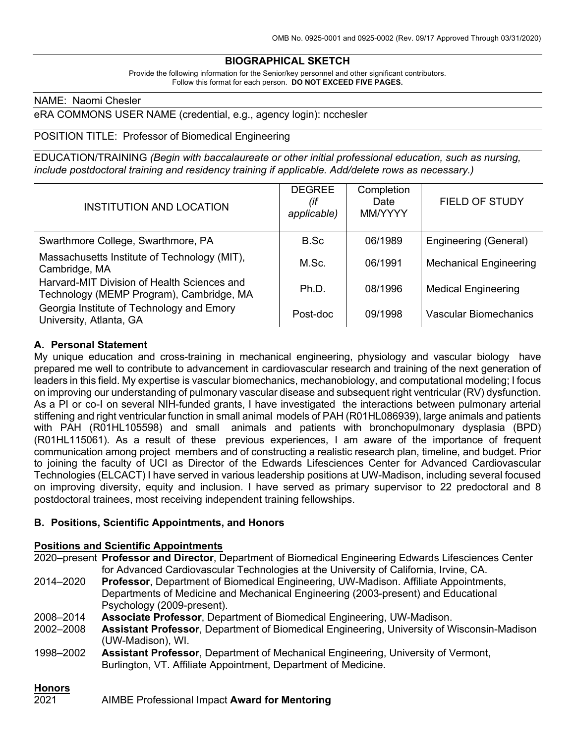# BIOGRAPHICAL SKETCH

Provide the following information for the Senior/key personnel and other significant contributors.
Follow this format for each person. **DO NOT EXCEED FIVE PAGES.**

NAME: Naomi Chesler

eRA COMMONS USER NAME (credential, e.g., agency login): ncchesler

POSITION TITLE: Professor of Biomedical Engineering

EDUCATION/TRAINING *(Begin with baccalaureate or other initial professional education, such as nursing, include postdoctoral training and residency training if applicable. Add/delete rows as necessary.)*

| INSTITUTION AND LOCATION | DEGREE *(if applicable)* | Completion Date MM/YYYY | FIELD OF STUDY |
|---|---|---|---|
| Swarthmore College, Swarthmore, PA | B.Sc | 06/1989 | Engineering (General) |
| Massachusetts Institute of Technology (MIT), Cambridge, MA | M.Sc. | 06/1991 | Mechanical Engineering |
| Harvard-MIT Division of Health Sciences and Technology (MEMP Program), Cambridge, MA | Ph.D. | 08/1996 | Medical Engineering |
| Georgia Institute of Technology and Emory University, Atlanta, GA | Post-doc | 09/1998 | Vascular Biomechanics |

## A. Personal Statement

My unique education and cross-training in mechanical engineering, physiology and vascular biology have prepared me well to contribute to advancement in cardiovascular research and training of the next generation of leaders in this field. My expertise is vascular biomechanics, mechanobiology, and computational modeling; I focus on improving our understanding of pulmonary vascular disease and subsequent right ventricular (RV) dysfunction. As a PI or co-I on several NIH-funded grants, I have investigated the interactions between pulmonary arterial stiffening and right ventricular function in small animal models of PAH (R01HL086939), large animals and patients with PAH (R01HL105598) and small animals and patients with bronchopulmonary dysplasia (BPD) (R01HL115061). As a result of these previous experiences, I am aware of the importance of frequent communication among project members and of constructing a realistic research plan, timeline, and budget. Prior to joining the faculty of UCI as Director of the Edwards Lifesciences Center for Advanced Cardiovascular Technologies (ELCACT) I have served in various leadership positions at UW-Madison, including several focused on improving diversity, equity and inclusion. I have served as primary supervisor to 22 predoctoral and 8 postdoctoral trainees, most receiving independent training fellowships.

## B. Positions, Scientific Appointments, and Honors

### Positions and Scientific Appointments

2020–present **Professor and Director**, Department of Biomedical Engineering Edwards Lifesciences Center for Advanced Cardiovascular Technologies at the University of California, Irvine, CA.

2014–2020 **Professor**, Department of Biomedical Engineering, UW-Madison. Affiliate Appointments, Departments of Medicine and Mechanical Engineering (2003-present) and Educational Psychology (2009-present).

2008–2014 **Associate Professor**, Department of Biomedical Engineering, UW-Madison.

2002–2008 **Assistant Professor**, Department of Biomedical Engineering, University of Wisconsin-Madison (UW-Madison), WI.

1998–2002 **Assistant Professor**, Department of Mechanical Engineering, University of Vermont, Burlington, VT. Affiliate Appointment, Department of Medicine.

### Honors

2021 AIMBE Professional Impact **Award for Mentoring**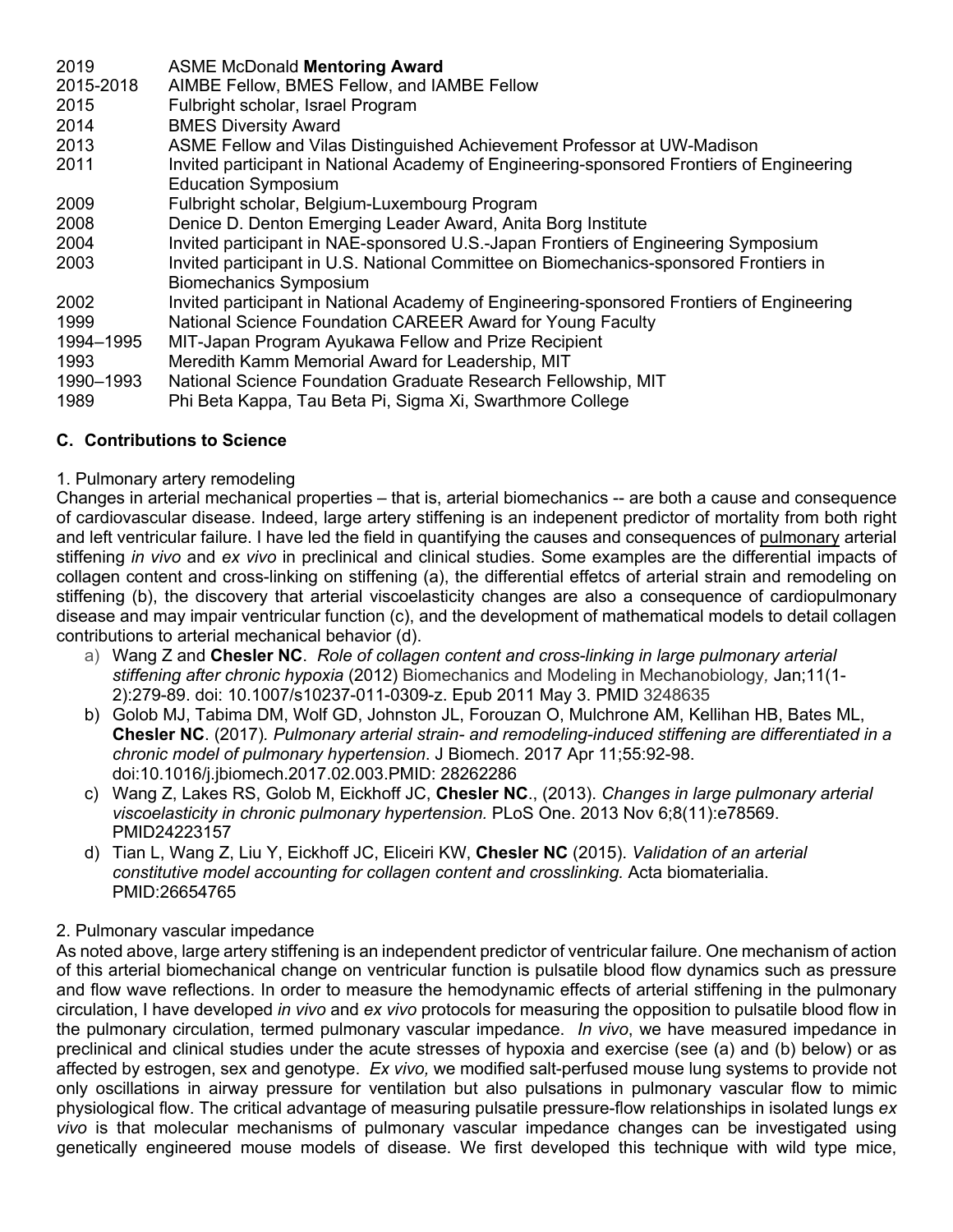| | |
|---|---|
| 2019 | ASME McDonald **Mentoring Award** |
| 2015-2018 | AIMBE Fellow, BMES Fellow, and IAMBE Fellow |
| 2015 | Fulbright scholar, Israel Program |
| 2014 | BMES Diversity Award |
| 2013 | ASME Fellow and Vilas Distinguished Achievement Professor at UW-Madison |
| 2011 | Invited participant in National Academy of Engineering-sponsored Frontiers of Engineering Education Symposium |
| 2009 | Fulbright scholar, Belgium-Luxembourg Program |
| 2008 | Denice D. Denton Emerging Leader Award, Anita Borg Institute |
| 2004 | Invited participant in NAE-sponsored U.S.-Japan Frontiers of Engineering Symposium |
| 2003 | Invited participant in U.S. National Committee on Biomechanics-sponsored Frontiers in Biomechanics Symposium |
| 2002 | Invited participant in National Academy of Engineering-sponsored Frontiers of Engineering |
| 1999 | National Science Foundation CAREER Award for Young Faculty |
| 1994–1995 | MIT-Japan Program Ayukawa Fellow and Prize Recipient |
| 1993 | Meredith Kamm Memorial Award for Leadership, MIT |
| 1990–1993 | National Science Foundation Graduate Research Fellowship, MIT |
| 1989 | Phi Beta Kappa, Tau Beta Pi, Sigma Xi, Swarthmore College |

## C. Contributions to Science

1. Pulmonary artery remodeling

Changes in arterial mechanical properties – that is, arterial biomechanics -- are both a cause and consequence of cardiovascular disease. Indeed, large artery stiffening is an indepenent predictor of mortality from both right and left ventricular failure. I have led the field in quantifying the causes and consequences of pulmonary arterial stiffening *in vivo* and *ex vivo* in preclinical and clinical studies. Some examples are the differential impacts of collagen content and cross-linking on stiffening (a), the differential effetcs of arterial strain and remodeling on stiffening (b), the discovery that arterial viscoelasticity changes are also a consequence of cardiopulmonary disease and may impair ventricular function (c), and the development of mathematical models to detail collagen contributions to arterial mechanical behavior (d).

a) Wang Z and **Chesler NC**. *Role of collagen content and cross-linking in large pulmonary arterial stiffening after chronic hypoxia* (2012) Biomechanics and Modeling in Mechanobiology*,* Jan;11(1-2):279-89. doi: 10.1007/s10237-011-0309-z. Epub 2011 May 3. PMID 3248635
b) Golob MJ, Tabima DM, Wolf GD, Johnston JL, Forouzan O, Mulchrone AM, Kellihan HB, Bates ML, **Chesler NC**. (2017). *Pulmonary arterial strain- and remodeling-induced stiffening are differentiated in a chronic model of pulmonary hypertension*. J Biomech. 2017 Apr 11;55:92-98. doi:10.1016/j.jbiomech.2017.02.003.PMID: 28262286
c) Wang Z, Lakes RS, Golob M, Eickhoff JC, **Chesler NC**., (2013). *Changes in large pulmonary arterial viscoelasticity in chronic pulmonary hypertension.* PLoS One. 2013 Nov 6;8(11):e78569. PMID24223157
d) Tian L, Wang Z, Liu Y, Eickhoff JC, Eliceiri KW, **Chesler NC** (2015). *Validation of an arterial constitutive model accounting for collagen content and crosslinking.* Acta biomaterialia. PMID:26654765

2. Pulmonary vascular impedance

As noted above, large artery stiffening is an independent predictor of ventricular failure. One mechanism of action of this arterial biomechanical change on ventricular function is pulsatile blood flow dynamics such as pressure and flow wave reflections. In order to measure the hemodynamic effects of arterial stiffening in the pulmonary circulation, I have developed *in vivo* and *ex vivo* protocols for measuring the opposition to pulsatile blood flow in the pulmonary circulation, termed pulmonary vascular impedance. *In vivo*, we have measured impedance in preclinical and clinical studies under the acute stresses of hypoxia and exercise (see (a) and (b) below) or as affected by estrogen, sex and genotype. *Ex vivo,* we modified salt-perfused mouse lung systems to provide not only oscillations in airway pressure for ventilation but also pulsations in pulmonary vascular flow to mimic physiological flow. The critical advantage of measuring pulsatile pressure-flow relationships in isolated lungs *ex vivo* is that molecular mechanisms of pulmonary vascular impedance changes can be investigated using genetically engineered mouse models of disease. We first developed this technique with wild type mice,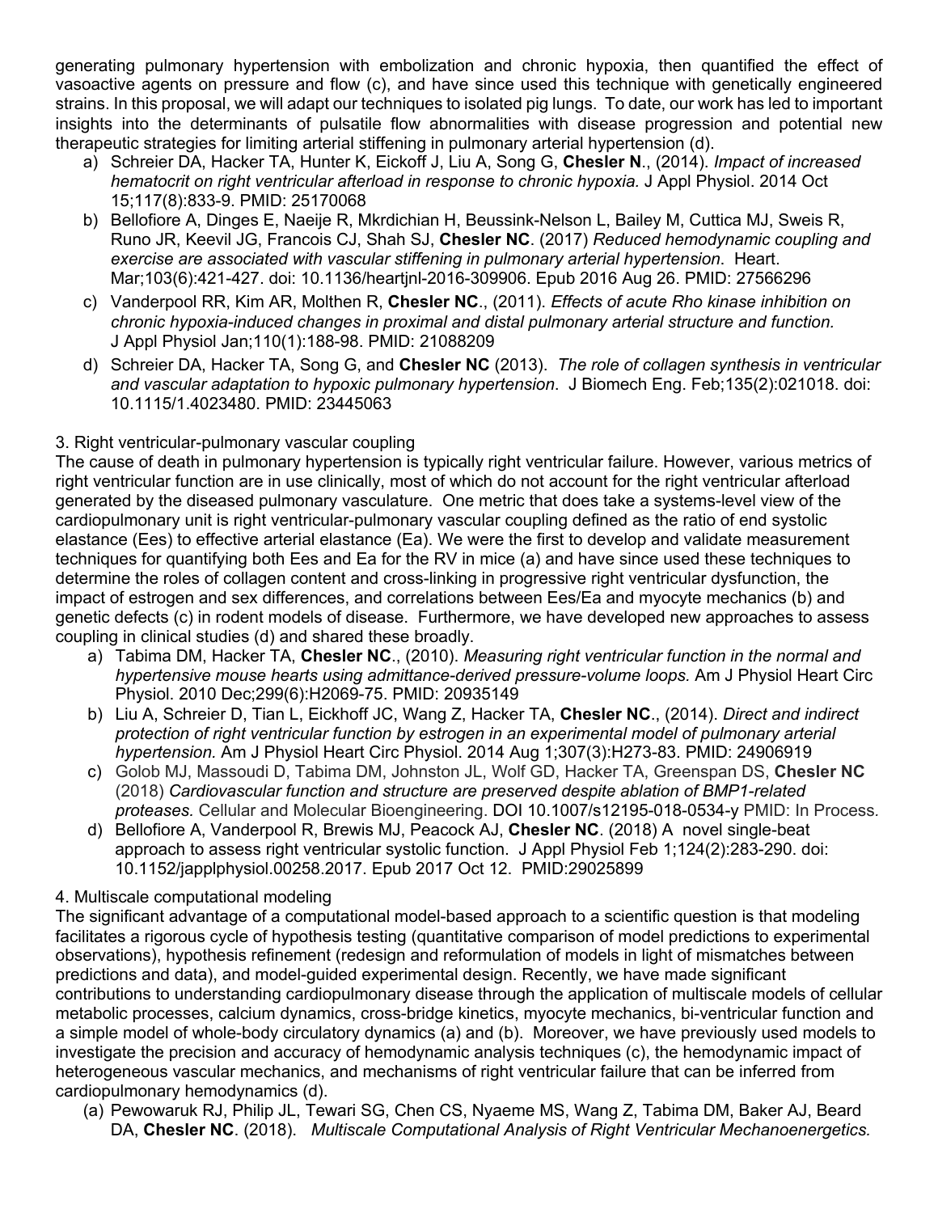generating pulmonary hypertension with embolization and chronic hypoxia, then quantified the effect of vasoactive agents on pressure and flow (c), and have since used this technique with genetically engineered strains. In this proposal, we will adapt our techniques to isolated pig lungs. To date, our work has led to important insights into the determinants of pulsatile flow abnormalities with disease progression and potential new therapeutic strategies for limiting arterial stiffening in pulmonary arterial hypertension (d).

a) Schreier DA, Hacker TA, Hunter K, Eickoff J, Liu A, Song G, **Chesler N**., (2014). *Impact of increased hematocrit on right ventricular afterload in response to chronic hypoxia.* J Appl Physiol. 2014 Oct 15;117(8):833-9. PMID: 25170068
b) Bellofiore A, Dinges E, Naeije R, Mkrdichian H, Beussink-Nelson L, Bailey M, Cuttica MJ, Sweis R, Runo JR, Keevil JG, Francois CJ, Shah SJ, **Chesler NC**. (2017) *Reduced hemodynamic coupling and exercise are associated with vascular stiffening in pulmonary arterial hypertension*. Heart. Mar;103(6):421-427. doi: 10.1136/heartjnl-2016-309906. Epub 2016 Aug 26. PMID: 27566296
c) Vanderpool RR, Kim AR, Molthen R, **Chesler NC**., (2011). *Effects of acute Rho kinase inhibition on chronic hypoxia-induced changes in proximal and distal pulmonary arterial structure and function.* J Appl Physiol Jan;110(1):188-98. PMID: 21088209
d) Schreier DA, Hacker TA, Song G, and **Chesler NC** (2013). *The role of collagen synthesis in ventricular and vascular adaptation to hypoxic pulmonary hypertension*. J Biomech Eng. Feb;135(2):021018. doi: 10.1115/1.4023480. PMID: 23445063

3. Right ventricular-pulmonary vascular coupling

The cause of death in pulmonary hypertension is typically right ventricular failure. However, various metrics of right ventricular function are in use clinically, most of which do not account for the right ventricular afterload generated by the diseased pulmonary vasculature. One metric that does take a systems-level view of the cardiopulmonary unit is right ventricular-pulmonary vascular coupling defined as the ratio of end systolic elastance (Ees) to effective arterial elastance (Ea). We were the first to develop and validate measurement techniques for quantifying both Ees and Ea for the RV in mice (a) and have since used these techniques to determine the roles of collagen content and cross-linking in progressive right ventricular dysfunction, the impact of estrogen and sex differences, and correlations between Ees/Ea and myocyte mechanics (b) and genetic defects (c) in rodent models of disease. Furthermore, we have developed new approaches to assess coupling in clinical studies (d) and shared these broadly.

a) Tabima DM, Hacker TA, **Chesler NC**., (2010). *Measuring right ventricular function in the normal and hypertensive mouse hearts using admittance-derived pressure-volume loops.* Am J Physiol Heart Circ Physiol. 2010 Dec;299(6):H2069-75. PMID: 20935149
b) Liu A, Schreier D, Tian L, Eickhoff JC, Wang Z, Hacker TA, **Chesler NC**., (2014). *Direct and indirect protection of right ventricular function by estrogen in an experimental model of pulmonary arterial hypertension.* Am J Physiol Heart Circ Physiol. 2014 Aug 1;307(3):H273-83. PMID: 24906919
c) Golob MJ, Massoudi D, Tabima DM, Johnston JL, Wolf GD, Hacker TA, Greenspan DS, **Chesler NC** (2018) *Cardiovascular function and structure are preserved despite ablation of BMP1-related proteases.* Cellular and Molecular Bioengineering. DOI 10.1007/s12195-018-0534-y PMID: In Process.
d) Bellofiore A, Vanderpool R, Brewis MJ, Peacock AJ, **Chesler NC**. (2018) A novel single-beat approach to assess right ventricular systolic function. J Appl Physiol Feb 1;124(2):283-290. doi: 10.1152/japplphysiol.00258.2017. Epub 2017 Oct 12. PMID:29025899

4. Multiscale computational modeling

The significant advantage of a computational model-based approach to a scientific question is that modeling facilitates a rigorous cycle of hypothesis testing (quantitative comparison of model predictions to experimental observations), hypothesis refinement (redesign and reformulation of models in light of mismatches between predictions and data), and model-guided experimental design. Recently, we have made significant contributions to understanding cardiopulmonary disease through the application of multiscale models of cellular metabolic processes, calcium dynamics, cross-bridge kinetics, myocyte mechanics, bi-ventricular function and a simple model of whole-body circulatory dynamics (a) and (b). Moreover, we have previously used models to investigate the precision and accuracy of hemodynamic analysis techniques (c), the hemodynamic impact of heterogeneous vascular mechanics, and mechanisms of right ventricular failure that can be inferred from cardiopulmonary hemodynamics (d).

(a) Pewowaruk RJ, Philip JL, Tewari SG, Chen CS, Nyaeme MS, Wang Z, Tabima DM, Baker AJ, Beard DA, **Chesler NC**. (2018). *Multiscale Computational Analysis of Right Ventricular Mechanoenergetics.*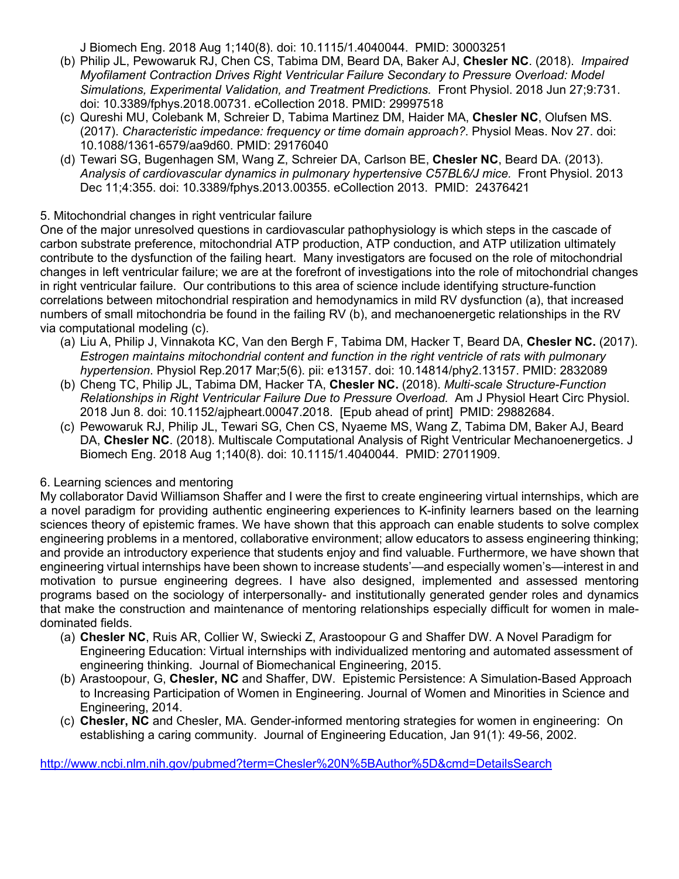J Biomech Eng. 2018 Aug 1;140(8). doi: 10.1115/1.4040044. PMID: 30003251

(b) Philip JL, Pewowaruk RJ, Chen CS, Tabima DM, Beard DA, Baker AJ, **Chesler NC**. (2018). *Impaired Myofilament Contraction Drives Right Ventricular Failure Secondary to Pressure Overload: Model Simulations, Experimental Validation, and Treatment Predictions.* Front Physiol. 2018 Jun 27;9:731. doi: 10.3389/fphys.2018.00731. eCollection 2018. PMID: 29997518

(c) Qureshi MU, Colebank M, Schreier D, Tabima Martinez DM, Haider MA, **Chesler NC**, Olufsen MS. (2017). *Characteristic impedance: frequency or time domain approach?*. Physiol Meas. Nov 27. doi: 10.1088/1361-6579/aa9d60. PMID: 29176040

(d) Tewari SG, Bugenhagen SM, Wang Z, Schreier DA, Carlson BE, **Chesler NC**, Beard DA. (2013). *Analysis of cardiovascular dynamics in pulmonary hypertensive C57BL6/J mice.* Front Physiol. 2013 Dec 11;4:355. doi: 10.3389/fphys.2013.00355. eCollection 2013. PMID: 24376421

5. Mitochondrial changes in right ventricular failure

One of the major unresolved questions in cardiovascular pathophysiology is which steps in the cascade of carbon substrate preference, mitochondrial ATP production, ATP conduction, and ATP utilization ultimately contribute to the dysfunction of the failing heart. Many investigators are focused on the role of mitochondrial changes in left ventricular failure; we are at the forefront of investigations into the role of mitochondrial changes in right ventricular failure. Our contributions to this area of science include identifying structure-function correlations between mitochondrial respiration and hemodynamics in mild RV dysfunction (a), that increased numbers of small mitochondria be found in the failing RV (b), and mechanoenergetic relationships in the RV via computational modeling (c).

(a) Liu A, Philip J, Vinnakota KC, Van den Bergh F, Tabima DM, Hacker T, Beard DA, **Chesler NC.** (2017). *Estrogen maintains mitochondrial content and function in the right ventricle of rats with pulmonary hypertension*. Physiol Rep.2017 Mar;5(6). pii: e13157. doi: 10.14814/phy2.13157. PMID: 2832089

(b) Cheng TC, Philip JL, Tabima DM, Hacker TA, **Chesler NC.** (2018). *Multi-scale Structure-Function Relationships in Right Ventricular Failure Due to Pressure Overload.* Am J Physiol Heart Circ Physiol. 2018 Jun 8. doi: 10.1152/ajpheart.00047.2018. [Epub ahead of print] PMID: 29882684.

(c) Pewowaruk RJ, Philip JL, Tewari SG, Chen CS, Nyaeme MS, Wang Z, Tabima DM, Baker AJ, Beard DA, **Chesler NC**. (2018). Multiscale Computational Analysis of Right Ventricular Mechanoenergetics. J Biomech Eng. 2018 Aug 1;140(8). doi: 10.1115/1.4040044. PMID: 27011909.

6. Learning sciences and mentoring

My collaborator David Williamson Shaffer and I were the first to create engineering virtual internships, which are a novel paradigm for providing authentic engineering experiences to K-infinity learners based on the learning sciences theory of epistemic frames. We have shown that this approach can enable students to solve complex engineering problems in a mentored, collaborative environment; allow educators to assess engineering thinking; and provide an introductory experience that students enjoy and find valuable. Furthermore, we have shown that engineering virtual internships have been shown to increase students'—and especially women's—interest in and motivation to pursue engineering degrees. I have also designed, implemented and assessed mentoring programs based on the sociology of interpersonally- and institutionally generated gender roles and dynamics that make the construction and maintenance of mentoring relationships especially difficult for women in male-dominated fields.

(a) **Chesler NC**, Ruis AR, Collier W, Swiecki Z, Arastoopour G and Shaffer DW. A Novel Paradigm for Engineering Education: Virtual internships with individualized mentoring and automated assessment of engineering thinking. Journal of Biomechanical Engineering, 2015.

(b) Arastoopour, G, **Chesler, NC** and Shaffer, DW. Epistemic Persistence: A Simulation-Based Approach to Increasing Participation of Women in Engineering. Journal of Women and Minorities in Science and Engineering, 2014.

(c) **Chesler, NC** and Chesler, MA. Gender-informed mentoring strategies for women in engineering: On establishing a caring community. Journal of Engineering Education, Jan 91(1): 49-56, 2002.

http://www.ncbi.nlm.nih.gov/pubmed?term=Chesler%20N%5BAuthor%5D&cmd=DetailsSearch